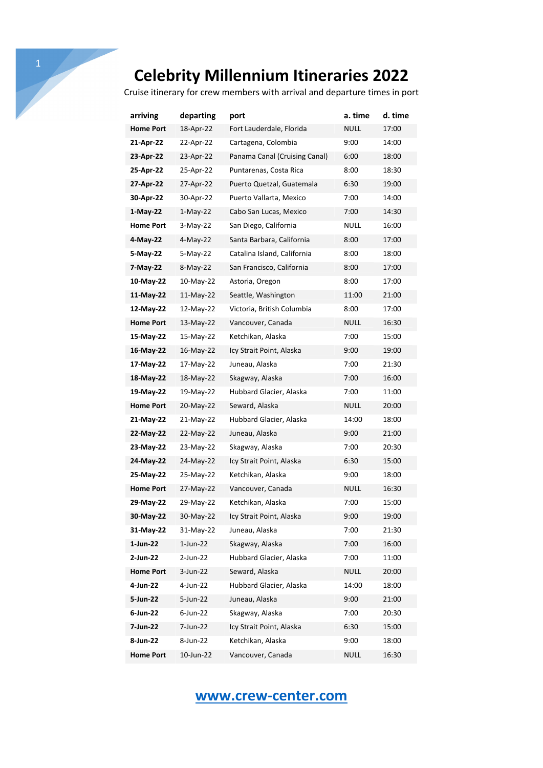# Celebrity Millennium Itineraries 2022

Cruise itinerary for crew members with arrival and departure times in port

| arriving | departing | port | a. time | d. time |
|---|---|---|---|---|
| **Home Port** | 18-Apr-22 | Fort Lauderdale, Florida | NULL | 17:00 |
| **21-Apr-22** | 22-Apr-22 | Cartagena, Colombia | 9:00 | 14:00 |
| **23-Apr-22** | 23-Apr-22 | Panama Canal (Cruising Canal) | 6:00 | 18:00 |
| **25-Apr-22** | 25-Apr-22 | Puntarenas, Costa Rica | 8:00 | 18:30 |
| **27-Apr-22** | 27-Apr-22 | Puerto Quetzal, Guatemala | 6:30 | 19:00 |
| **30-Apr-22** | 30-Apr-22 | Puerto Vallarta, Mexico | 7:00 | 14:00 |
| **1-May-22** | 1-May-22 | Cabo San Lucas, Mexico | 7:00 | 14:30 |
| **Home Port** | 3-May-22 | San Diego, California | NULL | 16:00 |
| **4-May-22** | 4-May-22 | Santa Barbara, California | 8:00 | 17:00 |
| **5-May-22** | 5-May-22 | Catalina Island, California | 8:00 | 18:00 |
| **7-May-22** | 8-May-22 | San Francisco, California | 8:00 | 17:00 |
| **10-May-22** | 10-May-22 | Astoria, Oregon | 8:00 | 17:00 |
| **11-May-22** | 11-May-22 | Seattle, Washington | 11:00 | 21:00 |
| **12-May-22** | 12-May-22 | Victoria, British Columbia | 8:00 | 17:00 |
| **Home Port** | 13-May-22 | Vancouver, Canada | NULL | 16:30 |
| **15-May-22** | 15-May-22 | Ketchikan, Alaska | 7:00 | 15:00 |
| **16-May-22** | 16-May-22 | Icy Strait Point, Alaska | 9:00 | 19:00 |
| **17-May-22** | 17-May-22 | Juneau, Alaska | 7:00 | 21:30 |
| **18-May-22** | 18-May-22 | Skagway, Alaska | 7:00 | 16:00 |
| **19-May-22** | 19-May-22 | Hubbard Glacier, Alaska | 7:00 | 11:00 |
| **Home Port** | 20-May-22 | Seward, Alaska | NULL | 20:00 |
| **21-May-22** | 21-May-22 | Hubbard Glacier, Alaska | 14:00 | 18:00 |
| **22-May-22** | 22-May-22 | Juneau, Alaska | 9:00 | 21:00 |
| **23-May-22** | 23-May-22 | Skagway, Alaska | 7:00 | 20:30 |
| **24-May-22** | 24-May-22 | Icy Strait Point, Alaska | 6:30 | 15:00 |
| **25-May-22** | 25-May-22 | Ketchikan, Alaska | 9:00 | 18:00 |
| **Home Port** | 27-May-22 | Vancouver, Canada | NULL | 16:30 |
| **29-May-22** | 29-May-22 | Ketchikan, Alaska | 7:00 | 15:00 |
| **30-May-22** | 30-May-22 | Icy Strait Point, Alaska | 9:00 | 19:00 |
| **31-May-22** | 31-May-22 | Juneau, Alaska | 7:00 | 21:30 |
| **1-Jun-22** | 1-Jun-22 | Skagway, Alaska | 7:00 | 16:00 |
| **2-Jun-22** | 2-Jun-22 | Hubbard Glacier, Alaska | 7:00 | 11:00 |
| **Home Port** | 3-Jun-22 | Seward, Alaska | NULL | 20:00 |
| **4-Jun-22** | 4-Jun-22 | Hubbard Glacier, Alaska | 14:00 | 18:00 |
| **5-Jun-22** | 5-Jun-22 | Juneau, Alaska | 9:00 | 21:00 |
| **6-Jun-22** | 6-Jun-22 | Skagway, Alaska | 7:00 | 20:30 |
| **7-Jun-22** | 7-Jun-22 | Icy Strait Point, Alaska | 6:30 | 15:00 |
| **8-Jun-22** | 8-Jun-22 | Ketchikan, Alaska | 9:00 | 18:00 |
| **Home Port** | 10-Jun-22 | Vancouver, Canada | NULL | 16:30 |

[www.crew-center.com](http://www.crew-center.com)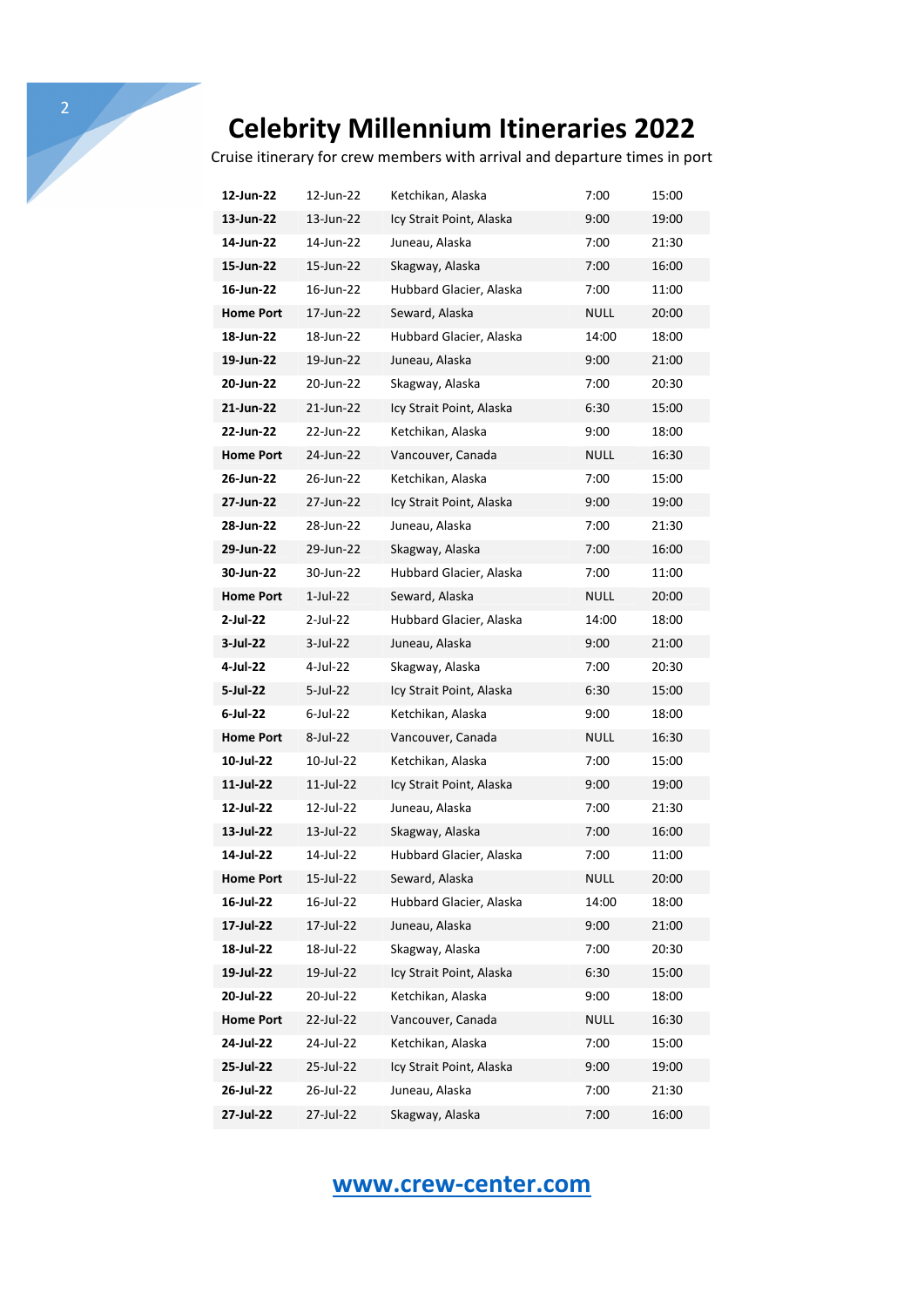# Celebrity Millennium Itineraries 2022

Cruise itinerary for crew members with arrival and departure times in port

| | | | | |
|---|---|---|---|---|
| **12-Jun-22** | 12-Jun-22 | Ketchikan, Alaska | 7:00 | 15:00 |
| **13-Jun-22** | 13-Jun-22 | Icy Strait Point, Alaska | 9:00 | 19:00 |
| **14-Jun-22** | 14-Jun-22 | Juneau, Alaska | 7:00 | 21:30 |
| **15-Jun-22** | 15-Jun-22 | Skagway, Alaska | 7:00 | 16:00 |
| **16-Jun-22** | 16-Jun-22 | Hubbard Glacier, Alaska | 7:00 | 11:00 |
| **Home Port** | 17-Jun-22 | Seward, Alaska | NULL | 20:00 |
| **18-Jun-22** | 18-Jun-22 | Hubbard Glacier, Alaska | 14:00 | 18:00 |
| **19-Jun-22** | 19-Jun-22 | Juneau, Alaska | 9:00 | 21:00 |
| **20-Jun-22** | 20-Jun-22 | Skagway, Alaska | 7:00 | 20:30 |
| **21-Jun-22** | 21-Jun-22 | Icy Strait Point, Alaska | 6:30 | 15:00 |
| **22-Jun-22** | 22-Jun-22 | Ketchikan, Alaska | 9:00 | 18:00 |
| **Home Port** | 24-Jun-22 | Vancouver, Canada | NULL | 16:30 |
| **26-Jun-22** | 26-Jun-22 | Ketchikan, Alaska | 7:00 | 15:00 |
| **27-Jun-22** | 27-Jun-22 | Icy Strait Point, Alaska | 9:00 | 19:00 |
| **28-Jun-22** | 28-Jun-22 | Juneau, Alaska | 7:00 | 21:30 |
| **29-Jun-22** | 29-Jun-22 | Skagway, Alaska | 7:00 | 16:00 |
| **30-Jun-22** | 30-Jun-22 | Hubbard Glacier, Alaska | 7:00 | 11:00 |
| **Home Port** | 1-Jul-22 | Seward, Alaska | NULL | 20:00 |
| **2-Jul-22** | 2-Jul-22 | Hubbard Glacier, Alaska | 14:00 | 18:00 |
| **3-Jul-22** | 3-Jul-22 | Juneau, Alaska | 9:00 | 21:00 |
| **4-Jul-22** | 4-Jul-22 | Skagway, Alaska | 7:00 | 20:30 |
| **5-Jul-22** | 5-Jul-22 | Icy Strait Point, Alaska | 6:30 | 15:00 |
| **6-Jul-22** | 6-Jul-22 | Ketchikan, Alaska | 9:00 | 18:00 |
| **Home Port** | 8-Jul-22 | Vancouver, Canada | NULL | 16:30 |
| **10-Jul-22** | 10-Jul-22 | Ketchikan, Alaska | 7:00 | 15:00 |
| **11-Jul-22** | 11-Jul-22 | Icy Strait Point, Alaska | 9:00 | 19:00 |
| **12-Jul-22** | 12-Jul-22 | Juneau, Alaska | 7:00 | 21:30 |
| **13-Jul-22** | 13-Jul-22 | Skagway, Alaska | 7:00 | 16:00 |
| **14-Jul-22** | 14-Jul-22 | Hubbard Glacier, Alaska | 7:00 | 11:00 |
| **Home Port** | 15-Jul-22 | Seward, Alaska | NULL | 20:00 |
| **16-Jul-22** | 16-Jul-22 | Hubbard Glacier, Alaska | 14:00 | 18:00 |
| **17-Jul-22** | 17-Jul-22 | Juneau, Alaska | 9:00 | 21:00 |
| **18-Jul-22** | 18-Jul-22 | Skagway, Alaska | 7:00 | 20:30 |
| **19-Jul-22** | 19-Jul-22 | Icy Strait Point, Alaska | 6:30 | 15:00 |
| **20-Jul-22** | 20-Jul-22 | Ketchikan, Alaska | 9:00 | 18:00 |
| **Home Port** | 22-Jul-22 | Vancouver, Canada | NULL | 16:30 |
| **24-Jul-22** | 24-Jul-22 | Ketchikan, Alaska | 7:00 | 15:00 |
| **25-Jul-22** | 25-Jul-22 | Icy Strait Point, Alaska | 9:00 | 19:00 |
| **26-Jul-22** | 26-Jul-22 | Juneau, Alaska | 7:00 | 21:30 |
| **27-Jul-22** | 27-Jul-22 | Skagway, Alaska | 7:00 | 16:00 |

[www.crew-center.com](http://www.crew-center.com)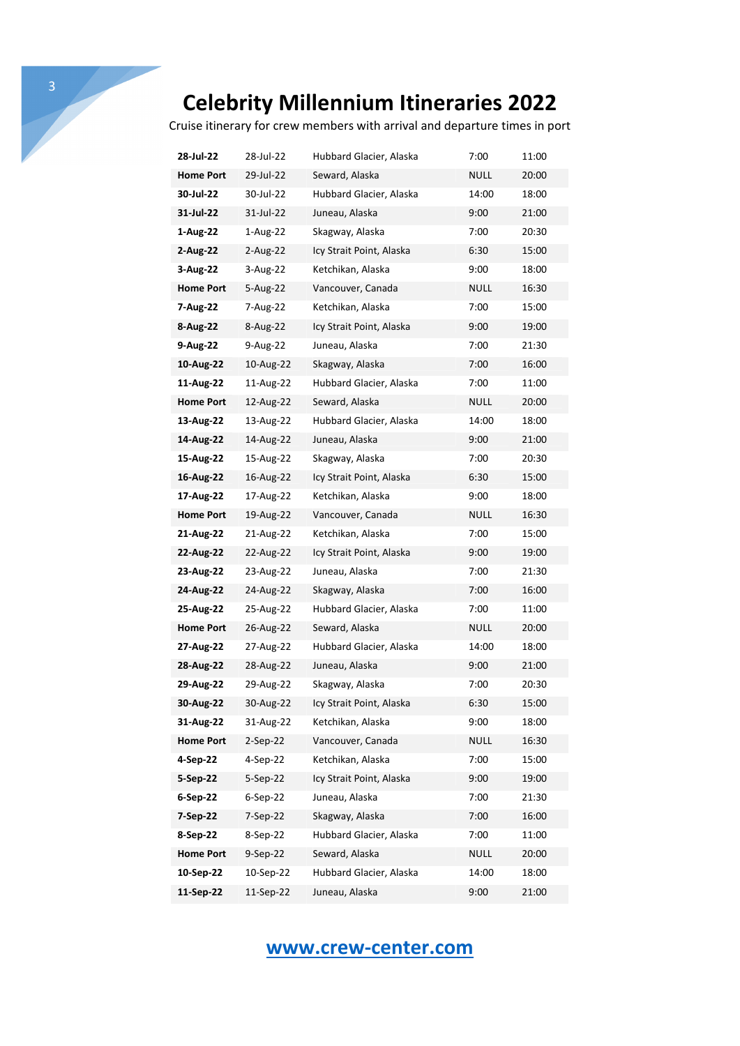# Celebrity Millennium Itineraries 2022

Cruise itinerary for crew members with arrival and departure times in port

| | | | | |
|---|---|---|---|---|
| **28-Jul-22** | 28-Jul-22 | Hubbard Glacier, Alaska | 7:00 | 11:00 |
| **Home Port** | 29-Jul-22 | Seward, Alaska | NULL | 20:00 |
| **30-Jul-22** | 30-Jul-22 | Hubbard Glacier, Alaska | 14:00 | 18:00 |
| **31-Jul-22** | 31-Jul-22 | Juneau, Alaska | 9:00 | 21:00 |
| **1-Aug-22** | 1-Aug-22 | Skagway, Alaska | 7:00 | 20:30 |
| **2-Aug-22** | 2-Aug-22 | Icy Strait Point, Alaska | 6:30 | 15:00 |
| **3-Aug-22** | 3-Aug-22 | Ketchikan, Alaska | 9:00 | 18:00 |
| **Home Port** | 5-Aug-22 | Vancouver, Canada | NULL | 16:30 |
| **7-Aug-22** | 7-Aug-22 | Ketchikan, Alaska | 7:00 | 15:00 |
| **8-Aug-22** | 8-Aug-22 | Icy Strait Point, Alaska | 9:00 | 19:00 |
| **9-Aug-22** | 9-Aug-22 | Juneau, Alaska | 7:00 | 21:30 |
| **10-Aug-22** | 10-Aug-22 | Skagway, Alaska | 7:00 | 16:00 |
| **11-Aug-22** | 11-Aug-22 | Hubbard Glacier, Alaska | 7:00 | 11:00 |
| **Home Port** | 12-Aug-22 | Seward, Alaska | NULL | 20:00 |
| **13-Aug-22** | 13-Aug-22 | Hubbard Glacier, Alaska | 14:00 | 18:00 |
| **14-Aug-22** | 14-Aug-22 | Juneau, Alaska | 9:00 | 21:00 |
| **15-Aug-22** | 15-Aug-22 | Skagway, Alaska | 7:00 | 20:30 |
| **16-Aug-22** | 16-Aug-22 | Icy Strait Point, Alaska | 6:30 | 15:00 |
| **17-Aug-22** | 17-Aug-22 | Ketchikan, Alaska | 9:00 | 18:00 |
| **Home Port** | 19-Aug-22 | Vancouver, Canada | NULL | 16:30 |
| **21-Aug-22** | 21-Aug-22 | Ketchikan, Alaska | 7:00 | 15:00 |
| **22-Aug-22** | 22-Aug-22 | Icy Strait Point, Alaska | 9:00 | 19:00 |
| **23-Aug-22** | 23-Aug-22 | Juneau, Alaska | 7:00 | 21:30 |
| **24-Aug-22** | 24-Aug-22 | Skagway, Alaska | 7:00 | 16:00 |
| **25-Aug-22** | 25-Aug-22 | Hubbard Glacier, Alaska | 7:00 | 11:00 |
| **Home Port** | 26-Aug-22 | Seward, Alaska | NULL | 20:00 |
| **27-Aug-22** | 27-Aug-22 | Hubbard Glacier, Alaska | 14:00 | 18:00 |
| **28-Aug-22** | 28-Aug-22 | Juneau, Alaska | 9:00 | 21:00 |
| **29-Aug-22** | 29-Aug-22 | Skagway, Alaska | 7:00 | 20:30 |
| **30-Aug-22** | 30-Aug-22 | Icy Strait Point, Alaska | 6:30 | 15:00 |
| **31-Aug-22** | 31-Aug-22 | Ketchikan, Alaska | 9:00 | 18:00 |
| **Home Port** | 2-Sep-22 | Vancouver, Canada | NULL | 16:30 |
| **4-Sep-22** | 4-Sep-22 | Ketchikan, Alaska | 7:00 | 15:00 |
| **5-Sep-22** | 5-Sep-22 | Icy Strait Point, Alaska | 9:00 | 19:00 |
| **6-Sep-22** | 6-Sep-22 | Juneau, Alaska | 7:00 | 21:30 |
| **7-Sep-22** | 7-Sep-22 | Skagway, Alaska | 7:00 | 16:00 |
| **8-Sep-22** | 8-Sep-22 | Hubbard Glacier, Alaska | 7:00 | 11:00 |
| **Home Port** | 9-Sep-22 | Seward, Alaska | NULL | 20:00 |
| **10-Sep-22** | 10-Sep-22 | Hubbard Glacier, Alaska | 14:00 | 18:00 |
| **11-Sep-22** | 11-Sep-22 | Juneau, Alaska | 9:00 | 21:00 |

www.crew-center.com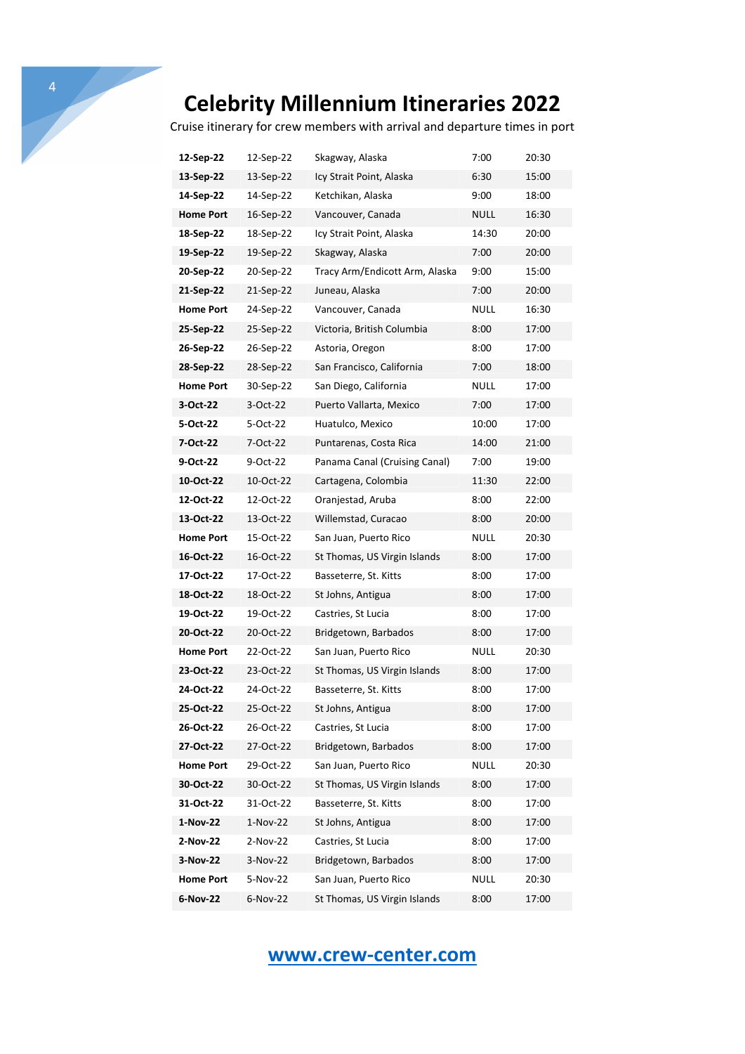# Celebrity Millennium Itineraries 2022

Cruise itinerary for crew members with arrival and departure times in port

| | | | | |
|---|---|---|---|---|
| **12-Sep-22** | 12-Sep-22 | Skagway, Alaska | 7:00 | 20:30 |
| **13-Sep-22** | 13-Sep-22 | Icy Strait Point, Alaska | 6:30 | 15:00 |
| **14-Sep-22** | 14-Sep-22 | Ketchikan, Alaska | 9:00 | 18:00 |
| **Home Port** | 16-Sep-22 | Vancouver, Canada | NULL | 16:30 |
| **18-Sep-22** | 18-Sep-22 | Icy Strait Point, Alaska | 14:30 | 20:00 |
| **19-Sep-22** | 19-Sep-22 | Skagway, Alaska | 7:00 | 20:00 |
| **20-Sep-22** | 20-Sep-22 | Tracy Arm/Endicott Arm, Alaska | 9:00 | 15:00 |
| **21-Sep-22** | 21-Sep-22 | Juneau, Alaska | 7:00 | 20:00 |
| **Home Port** | 24-Sep-22 | Vancouver, Canada | NULL | 16:30 |
| **25-Sep-22** | 25-Sep-22 | Victoria, British Columbia | 8:00 | 17:00 |
| **26-Sep-22** | 26-Sep-22 | Astoria, Oregon | 8:00 | 17:00 |
| **28-Sep-22** | 28-Sep-22 | San Francisco, California | 7:00 | 18:00 |
| **Home Port** | 30-Sep-22 | San Diego, California | NULL | 17:00 |
| **3-Oct-22** | 3-Oct-22 | Puerto Vallarta, Mexico | 7:00 | 17:00 |
| **5-Oct-22** | 5-Oct-22 | Huatulco, Mexico | 10:00 | 17:00 |
| **7-Oct-22** | 7-Oct-22 | Puntarenas, Costa Rica | 14:00 | 21:00 |
| **9-Oct-22** | 9-Oct-22 | Panama Canal (Cruising Canal) | 7:00 | 19:00 |
| **10-Oct-22** | 10-Oct-22 | Cartagena, Colombia | 11:30 | 22:00 |
| **12-Oct-22** | 12-Oct-22 | Oranjestad, Aruba | 8:00 | 22:00 |
| **13-Oct-22** | 13-Oct-22 | Willemstad, Curacao | 8:00 | 20:00 |
| **Home Port** | 15-Oct-22 | San Juan, Puerto Rico | NULL | 20:30 |
| **16-Oct-22** | 16-Oct-22 | St Thomas, US Virgin Islands | 8:00 | 17:00 |
| **17-Oct-22** | 17-Oct-22 | Basseterre, St. Kitts | 8:00 | 17:00 |
| **18-Oct-22** | 18-Oct-22 | St Johns, Antigua | 8:00 | 17:00 |
| **19-Oct-22** | 19-Oct-22 | Castries, St Lucia | 8:00 | 17:00 |
| **20-Oct-22** | 20-Oct-22 | Bridgetown, Barbados | 8:00 | 17:00 |
| **Home Port** | 22-Oct-22 | San Juan, Puerto Rico | NULL | 20:30 |
| **23-Oct-22** | 23-Oct-22 | St Thomas, US Virgin Islands | 8:00 | 17:00 |
| **24-Oct-22** | 24-Oct-22 | Basseterre, St. Kitts | 8:00 | 17:00 |
| **25-Oct-22** | 25-Oct-22 | St Johns, Antigua | 8:00 | 17:00 |
| **26-Oct-22** | 26-Oct-22 | Castries, St Lucia | 8:00 | 17:00 |
| **27-Oct-22** | 27-Oct-22 | Bridgetown, Barbados | 8:00 | 17:00 |
| **Home Port** | 29-Oct-22 | San Juan, Puerto Rico | NULL | 20:30 |
| **30-Oct-22** | 30-Oct-22 | St Thomas, US Virgin Islands | 8:00 | 17:00 |
| **31-Oct-22** | 31-Oct-22 | Basseterre, St. Kitts | 8:00 | 17:00 |
| **1-Nov-22** | 1-Nov-22 | St Johns, Antigua | 8:00 | 17:00 |
| **2-Nov-22** | 2-Nov-22 | Castries, St Lucia | 8:00 | 17:00 |
| **3-Nov-22** | 3-Nov-22 | Bridgetown, Barbados | 8:00 | 17:00 |
| **Home Port** | 5-Nov-22 | San Juan, Puerto Rico | NULL | 20:30 |
| **6-Nov-22** | 6-Nov-22 | St Thomas, US Virgin Islands | 8:00 | 17:00 |

[www.crew-center.com](http://www.crew-center.com)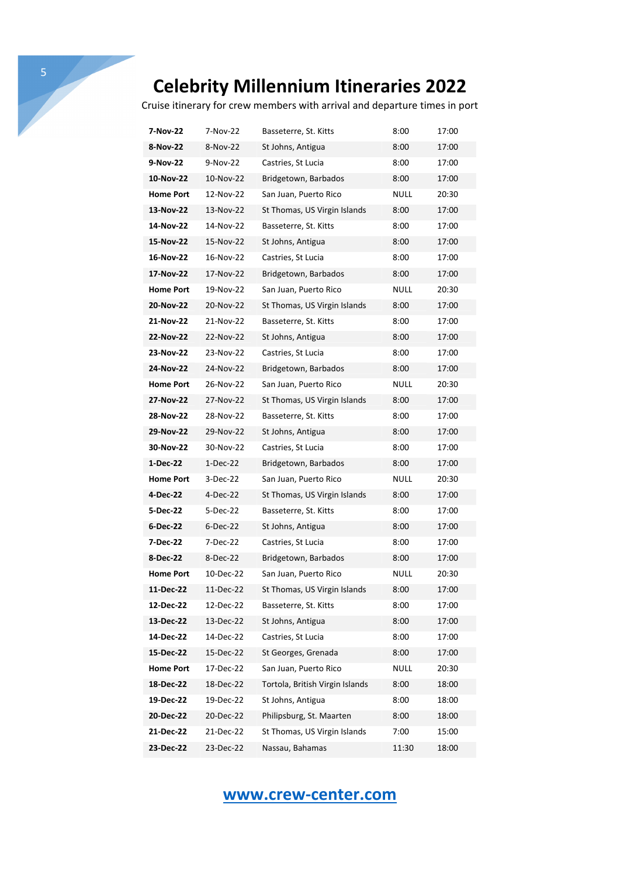# Celebrity Millennium Itineraries 2022

Cruise itinerary for crew members with arrival and departure times in port

| | | | | |
|---|---|---|---|---|
| **7-Nov-22** | 7-Nov-22 | Basseterre, St. Kitts | 8:00 | 17:00 |
| **8-Nov-22** | 8-Nov-22 | St Johns, Antigua | 8:00 | 17:00 |
| **9-Nov-22** | 9-Nov-22 | Castries, St Lucia | 8:00 | 17:00 |
| **10-Nov-22** | 10-Nov-22 | Bridgetown, Barbados | 8:00 | 17:00 |
| **Home Port** | 12-Nov-22 | San Juan, Puerto Rico | NULL | 20:30 |
| **13-Nov-22** | 13-Nov-22 | St Thomas, US Virgin Islands | 8:00 | 17:00 |
| **14-Nov-22** | 14-Nov-22 | Basseterre, St. Kitts | 8:00 | 17:00 |
| **15-Nov-22** | 15-Nov-22 | St Johns, Antigua | 8:00 | 17:00 |
| **16-Nov-22** | 16-Nov-22 | Castries, St Lucia | 8:00 | 17:00 |
| **17-Nov-22** | 17-Nov-22 | Bridgetown, Barbados | 8:00 | 17:00 |
| **Home Port** | 19-Nov-22 | San Juan, Puerto Rico | NULL | 20:30 |
| **20-Nov-22** | 20-Nov-22 | St Thomas, US Virgin Islands | 8:00 | 17:00 |
| **21-Nov-22** | 21-Nov-22 | Basseterre, St. Kitts | 8:00 | 17:00 |
| **22-Nov-22** | 22-Nov-22 | St Johns, Antigua | 8:00 | 17:00 |
| **23-Nov-22** | 23-Nov-22 | Castries, St Lucia | 8:00 | 17:00 |
| **24-Nov-22** | 24-Nov-22 | Bridgetown, Barbados | 8:00 | 17:00 |
| **Home Port** | 26-Nov-22 | San Juan, Puerto Rico | NULL | 20:30 |
| **27-Nov-22** | 27-Nov-22 | St Thomas, US Virgin Islands | 8:00 | 17:00 |
| **28-Nov-22** | 28-Nov-22 | Basseterre, St. Kitts | 8:00 | 17:00 |
| **29-Nov-22** | 29-Nov-22 | St Johns, Antigua | 8:00 | 17:00 |
| **30-Nov-22** | 30-Nov-22 | Castries, St Lucia | 8:00 | 17:00 |
| **1-Dec-22** | 1-Dec-22 | Bridgetown, Barbados | 8:00 | 17:00 |
| **Home Port** | 3-Dec-22 | San Juan, Puerto Rico | NULL | 20:30 |
| **4-Dec-22** | 4-Dec-22 | St Thomas, US Virgin Islands | 8:00 | 17:00 |
| **5-Dec-22** | 5-Dec-22 | Basseterre, St. Kitts | 8:00 | 17:00 |
| **6-Dec-22** | 6-Dec-22 | St Johns, Antigua | 8:00 | 17:00 |
| **7-Dec-22** | 7-Dec-22 | Castries, St Lucia | 8:00 | 17:00 |
| **8-Dec-22** | 8-Dec-22 | Bridgetown, Barbados | 8:00 | 17:00 |
| **Home Port** | 10-Dec-22 | San Juan, Puerto Rico | NULL | 20:30 |
| **11-Dec-22** | 11-Dec-22 | St Thomas, US Virgin Islands | 8:00 | 17:00 |
| **12-Dec-22** | 12-Dec-22 | Basseterre, St. Kitts | 8:00 | 17:00 |
| **13-Dec-22** | 13-Dec-22 | St Johns, Antigua | 8:00 | 17:00 |
| **14-Dec-22** | 14-Dec-22 | Castries, St Lucia | 8:00 | 17:00 |
| **15-Dec-22** | 15-Dec-22 | St Georges, Grenada | 8:00 | 17:00 |
| **Home Port** | 17-Dec-22 | San Juan, Puerto Rico | NULL | 20:30 |
| **18-Dec-22** | 18-Dec-22 | Tortola, British Virgin Islands | 8:00 | 18:00 |
| **19-Dec-22** | 19-Dec-22 | St Johns, Antigua | 8:00 | 18:00 |
| **20-Dec-22** | 20-Dec-22 | Philipsburg, St. Maarten | 8:00 | 18:00 |
| **21-Dec-22** | 21-Dec-22 | St Thomas, US Virgin Islands | 7:00 | 15:00 |
| **23-Dec-22** | 23-Dec-22 | Nassau, Bahamas | 11:30 | 18:00 |

[www.crew-center.com](http://www.crew-center.com)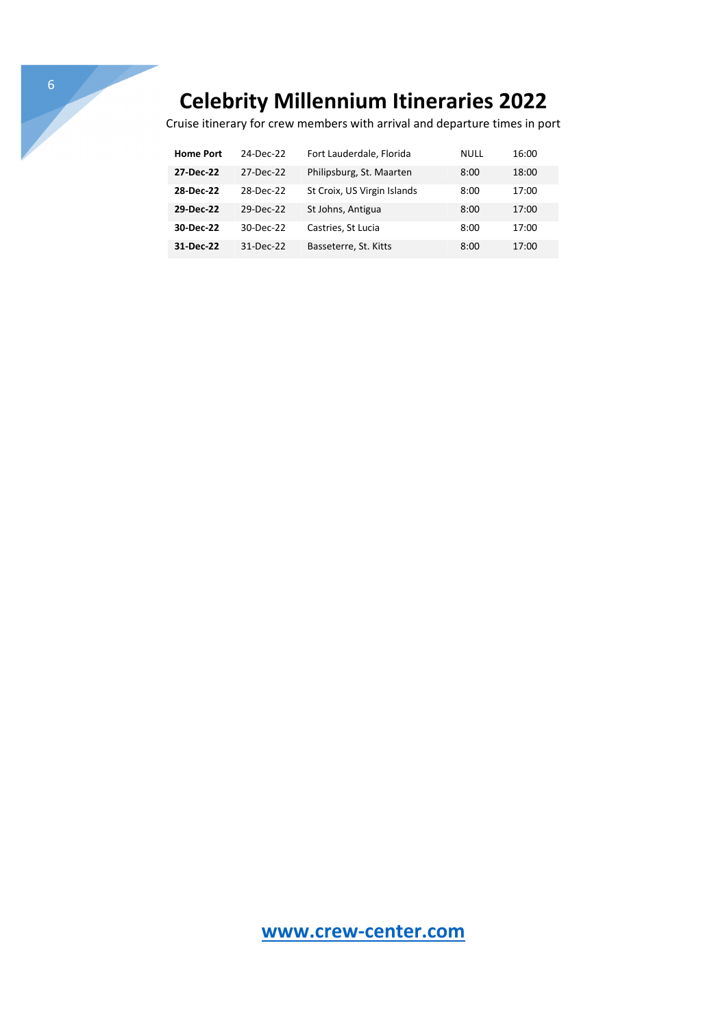# Celebrity Millennium Itineraries 2022

Cruise itinerary for crew members with arrival and departure times in port

| | | | | |
|---|---|---|---|---|
| **Home Port** | 24-Dec-22 | Fort Lauderdale, Florida | NULL | 16:00 |
| **27-Dec-22** | 27-Dec-22 | Philipsburg, St. Maarten | 8:00 | 18:00 |
| **28-Dec-22** | 28-Dec-22 | St Croix, US Virgin Islands | 8:00 | 17:00 |
| **29-Dec-22** | 29-Dec-22 | St Johns, Antigua | 8:00 | 17:00 |
| **30-Dec-22** | 30-Dec-22 | Castries, St Lucia | 8:00 | 17:00 |
| **31-Dec-22** | 31-Dec-22 | Basseterre, St. Kitts | 8:00 | 17:00 |

**www.crew-center.com**